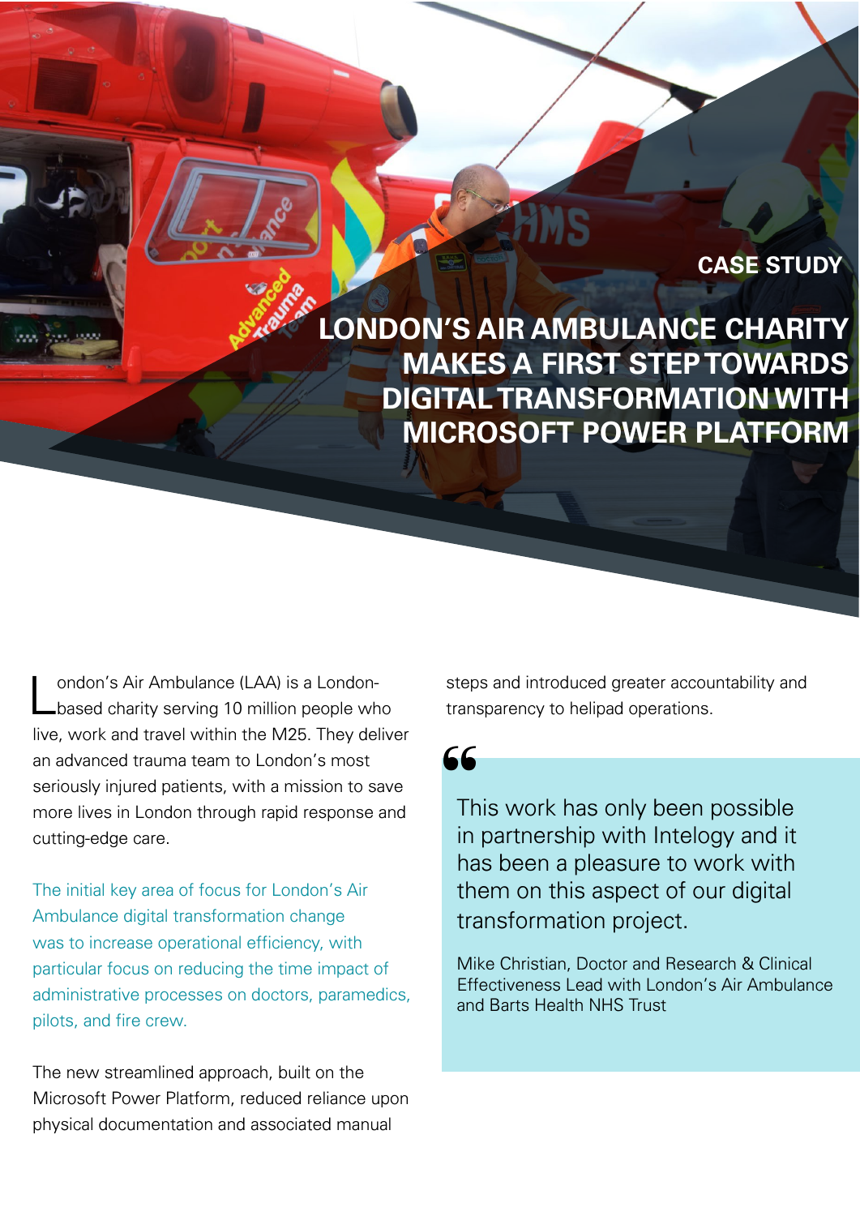CASE STUDY

# LONDON'S AIR AMBULANCE CHARITY MAKES A FIRST STEP TOWARDS DIGITAL TRANSFORMATION WITH MICROSOFT POWER PLATFORM

London's Air Ambulance (LAA) is a London-based charity serving 10 million people who live, work and travel within the M25. They deliver an advanced trauma team to London's most seriously injured patients, with a mission to save more lives in London through rapid response and cutting-edge care.

The initial key area of focus for London's Air Ambulance digital transformation change was to increase operational efficiency, with particular focus on reducing the time impact of administrative processes on doctors, paramedics, pilots, and fire crew.

The new streamlined approach, built on the Microsoft Power Platform, reduced reliance upon physical documentation and associated manual steps and introduced greater accountability and transparency to helipad operations.

> This work has only been possible in partnership with Intelogy and it has been a pleasure to work with them on this aspect of our digital transformation project.
>
> Mike Christian, Doctor and Research & Clinical Effectiveness Lead with London's Air Ambulance and Barts Health NHS Trust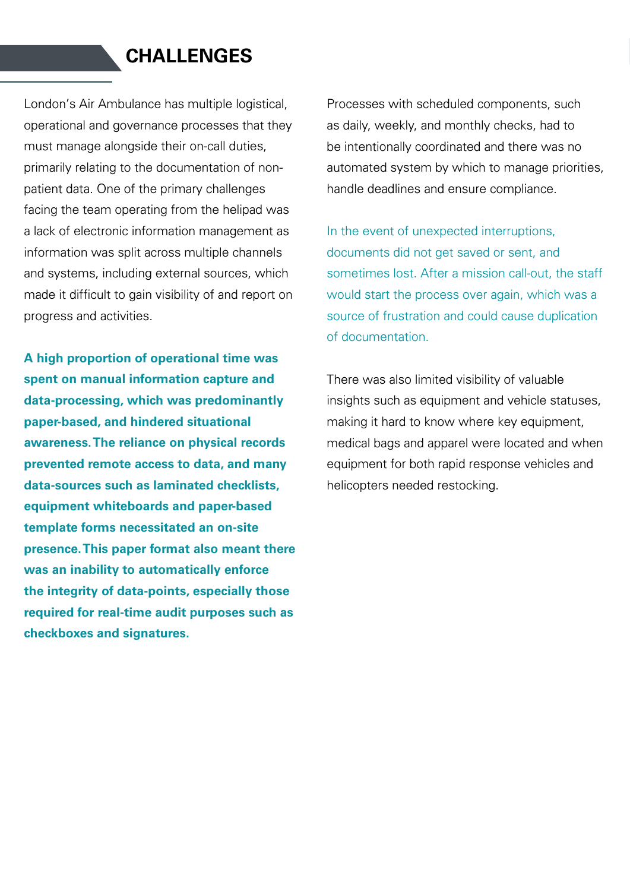## CHALLENGES

London's Air Ambulance has multiple logistical, operational and governance processes that they must manage alongside their on-call duties, primarily relating to the documentation of non-patient data. One of the primary challenges facing the team operating from the helipad was a lack of electronic information management as information was split across multiple channels and systems, including external sources, which made it difficult to gain visibility of and report on progress and activities.

**A high proportion of operational time was spent on manual information capture and data-processing, which was predominantly paper-based, and hindered situational awareness. The reliance on physical records prevented remote access to data, and many data-sources such as laminated checklists, equipment whiteboards and paper-based template forms necessitated an on-site presence. This paper format also meant there was an inability to automatically enforce the integrity of data-points, especially those required for real-time audit purposes such as checkboxes and signatures.**

Processes with scheduled components, such as daily, weekly, and monthly checks, had to be intentionally coordinated and there was no automated system by which to manage priorities, handle deadlines and ensure compliance.

In the event of unexpected interruptions, documents did not get saved or sent, and sometimes lost. After a mission call-out, the staff would start the process over again, which was a source of frustration and could cause duplication of documentation.

There was also limited visibility of valuable insights such as equipment and vehicle statuses, making it hard to know where key equipment, medical bags and apparel were located and when equipment for both rapid response vehicles and helicopters needed restocking.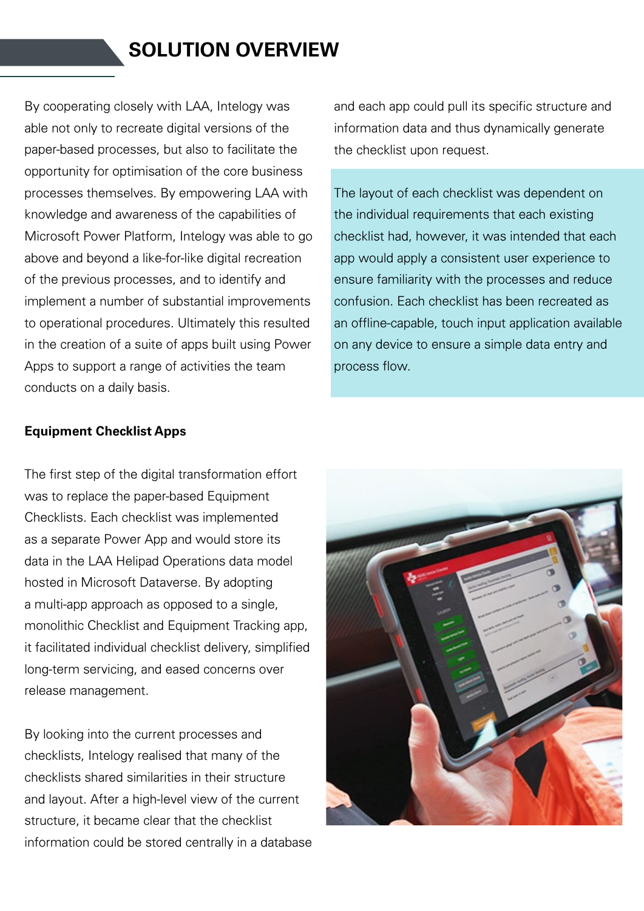## SOLUTION OVERVIEW

By cooperating closely with LAA, Intelogy was able not only to recreate digital versions of the paper-based processes, but also to facilitate the opportunity for optimisation of the core business processes themselves. By empowering LAA with knowledge and awareness of the capabilities of Microsoft Power Platform, Intelogy was able to go above and beyond a like-for-like digital recreation of the previous processes, and to identify and implement a number of substantial improvements to operational procedures. Ultimately this resulted in the creation of a suite of apps built using Power Apps to support a range of activities the team conducts on a daily basis.

### Equipment Checklist Apps

The first step of the digital transformation effort was to replace the paper-based Equipment Checklists. Each checklist was implemented as a separate Power App and would store its data in the LAA Helipad Operations data model hosted in Microsoft Dataverse. By adopting a multi-app approach as opposed to a single, monolithic Checklist and Equipment Tracking app, it facilitated individual checklist delivery, simplified long-term servicing, and eased concerns over release management.

By looking into the current processes and checklists, Intelogy realised that many of the checklists shared similarities in their structure and layout. After a high-level view of the current structure, it became clear that the checklist information could be stored centrally in a database and each app could pull its specific structure and information data and thus dynamically generate the checklist upon request.

The layout of each checklist was dependent on the individual requirements that each existing checklist had, however, it was intended that each app would apply a consistent user experience to ensure familiarity with the processes and reduce confusion. Each checklist has been recreated as an offline-capable, touch input application available on any device to ensure a simple data entry and process flow.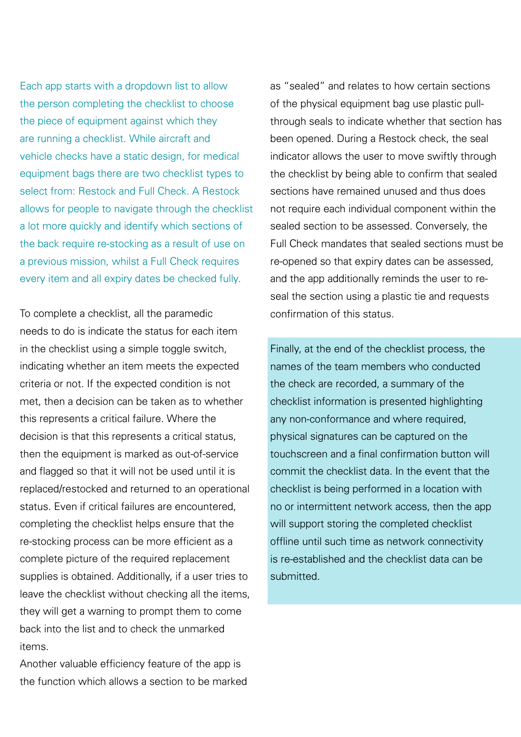Each app starts with a dropdown list to allow the person completing the checklist to choose the piece of equipment against which they are running a checklist. While aircraft and vehicle checks have a static design, for medical equipment bags there are two checklist types to select from: Restock and Full Check. A Restock allows for people to navigate through the checklist a lot more quickly and identify which sections of the back require re-stocking as a result of use on a previous mission, whilst a Full Check requires every item and all expiry dates be checked fully.

To complete a checklist, all the paramedic needs to do is indicate the status for each item in the checklist using a simple toggle switch, indicating whether an item meets the expected criteria or not. If the expected condition is not met, then a decision can be taken as to whether this represents a critical failure. Where the decision is that this represents a critical status, then the equipment is marked as out-of-service and flagged so that it will not be used until it is replaced/restocked and returned to an operational status. Even if critical failures are encountered, completing the checklist helps ensure that the re-stocking process can be more efficient as a complete picture of the required replacement supplies is obtained. Additionally, if a user tries to leave the checklist without checking all the items, they will get a warning to prompt them to come back into the list and to check the unmarked items.

Another valuable efficiency feature of the app is the function which allows a section to be marked as "sealed" and relates to how certain sections of the physical equipment bag use plastic pull-through seals to indicate whether that section has been opened. During a Restock check, the seal indicator allows the user to move swiftly through the checklist by being able to confirm that sealed sections have remained unused and thus does not require each individual component within the sealed section to be assessed. Conversely, the Full Check mandates that sealed sections must be re-opened so that expiry dates can be assessed, and the app additionally reminds the user to re-seal the section using a plastic tie and requests confirmation of this status.

Finally, at the end of the checklist process, the names of the team members who conducted the check are recorded, a summary of the checklist information is presented highlighting any non-conformance and where required, physical signatures can be captured on the touchscreen and a final confirmation button will commit the checklist data. In the event that the checklist is being performed in a location with no or intermittent network access, then the app will support storing the completed checklist offline until such time as network connectivity is re-established and the checklist data can be submitted.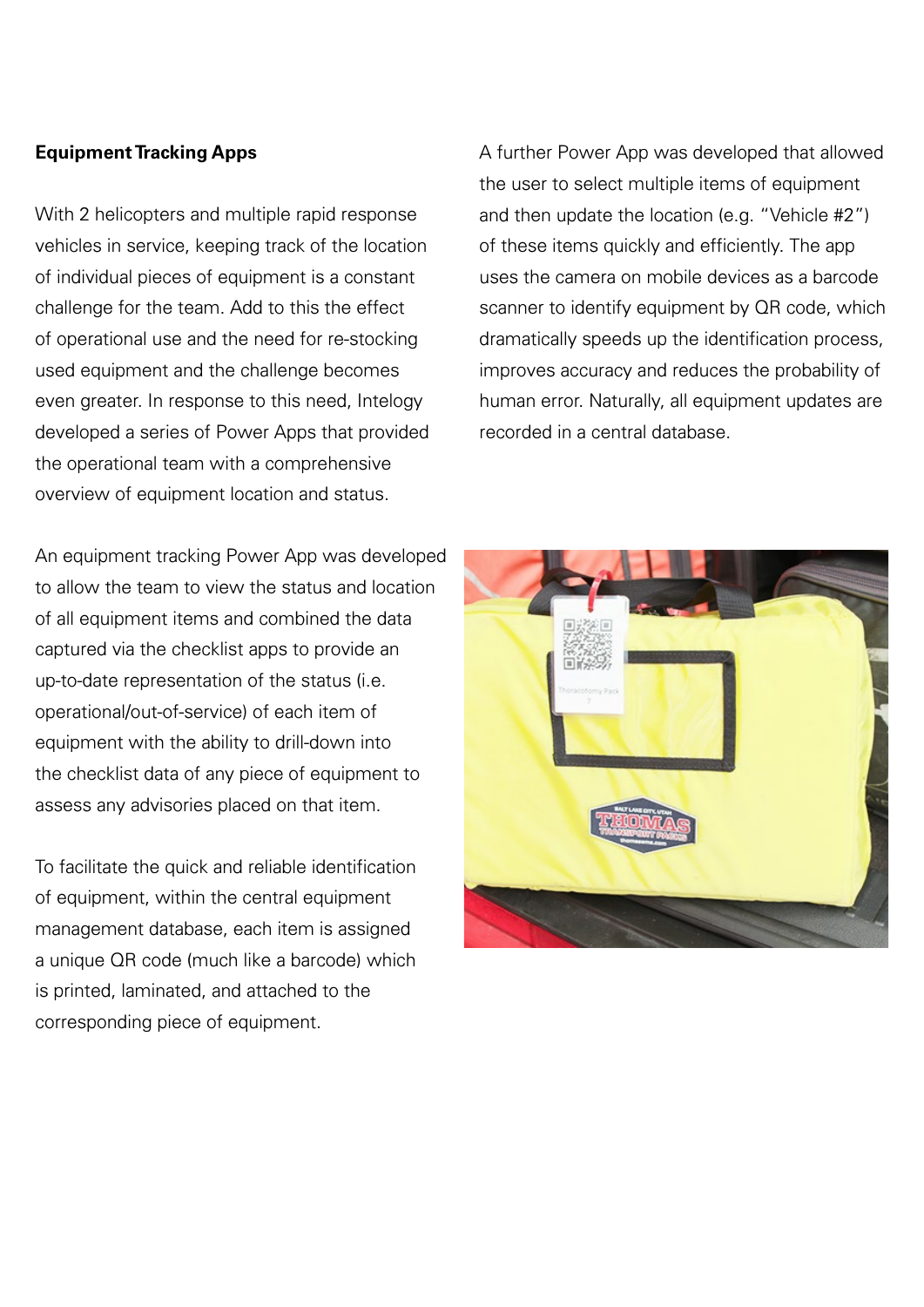**Equipment Tracking Apps**

With 2 helicopters and multiple rapid response vehicles in service, keeping track of the location of individual pieces of equipment is a constant challenge for the team. Add to this the effect of operational use and the need for re-stocking used equipment and the challenge becomes even greater. In response to this need, Intelogy developed a series of Power Apps that provided the operational team with a comprehensive overview of equipment location and status.

An equipment tracking Power App was developed to allow the team to view the status and location of all equipment items and combined the data captured via the checklist apps to provide an up-to-date representation of the status (i.e. operational/out-of-service) of each item of equipment with the ability to drill-down into the checklist data of any piece of equipment to assess any advisories placed on that item.

To facilitate the quick and reliable identification of equipment, within the central equipment management database, each item is assigned a unique QR code (much like a barcode) which is printed, laminated, and attached to the corresponding piece of equipment.

A further Power App was developed that allowed the user to select multiple items of equipment and then update the location (e.g. "Vehicle #2") of these items quickly and efficiently. The app uses the camera on mobile devices as a barcode scanner to identify equipment by QR code, which dramatically speeds up the identification process, improves accuracy and reduces the probability of human error. Naturally, all equipment updates are recorded in a central database.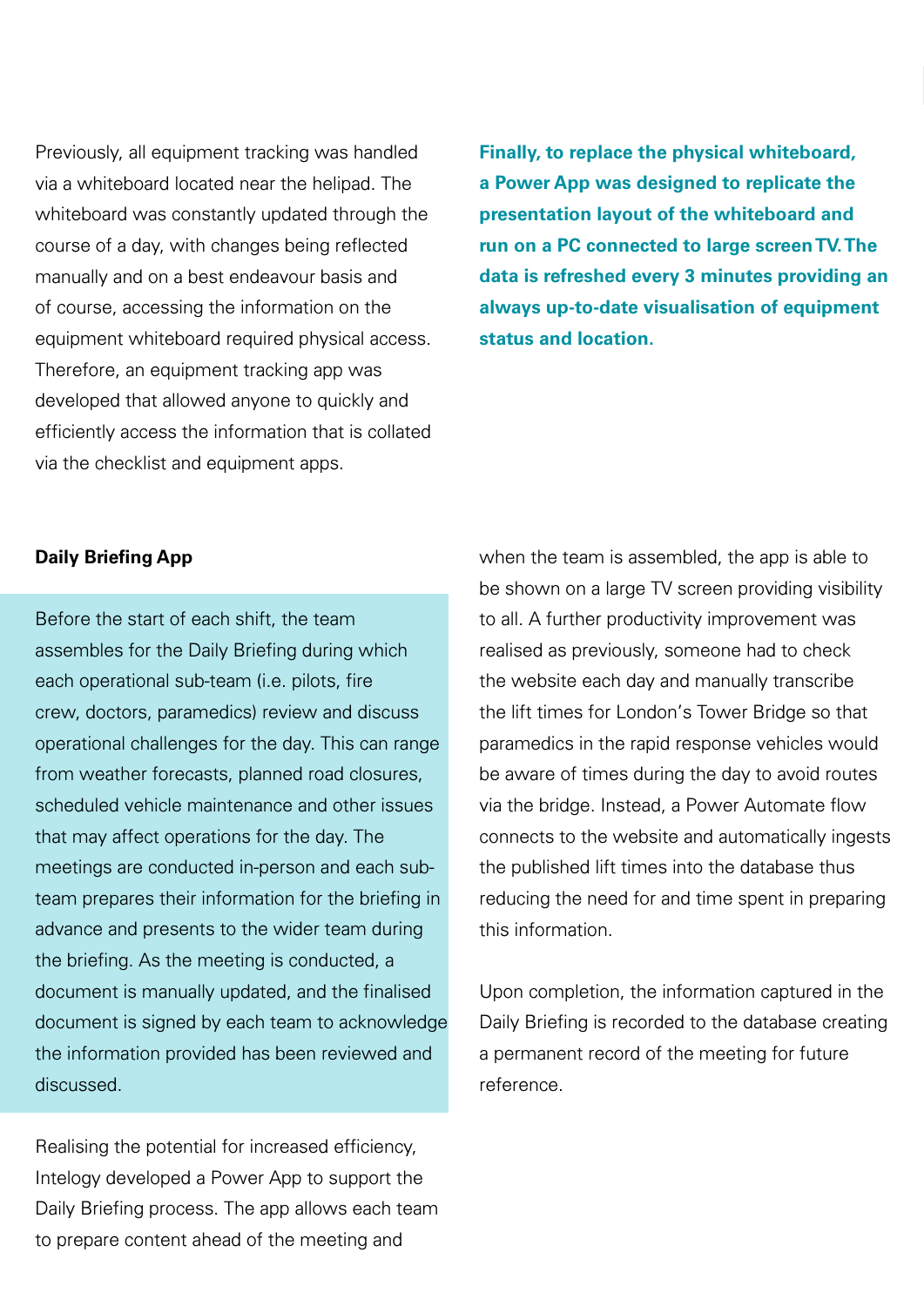Previously, all equipment tracking was handled via a whiteboard located near the helipad. The whiteboard was constantly updated through the course of a day, with changes being reflected manually and on a best endeavour basis and of course, accessing the information on the equipment whiteboard required physical access. Therefore, an equipment tracking app was developed that allowed anyone to quickly and efficiently access the information that is collated via the checklist and equipment apps.

**Finally, to replace the physical whiteboard, a Power App was designed to replicate the presentation layout of the whiteboard and run on a PC connected to large screen TV. The data is refreshed every 3 minutes providing an always up-to-date visualisation of equipment status and location.**

**Daily Briefing App**

Before the start of each shift, the team assembles for the Daily Briefing during which each operational sub-team (i.e. pilots, fire crew, doctors, paramedics) review and discuss operational challenges for the day. This can range from weather forecasts, planned road closures, scheduled vehicle maintenance and other issues that may affect operations for the day. The meetings are conducted in-person and each sub-team prepares their information for the briefing in advance and presents to the wider team during the briefing. As the meeting is conducted, a document is manually updated, and the finalised document is signed by each team to acknowledge the information provided has been reviewed and discussed.

Realising the potential for increased efficiency, Intelogy developed a Power App to support the Daily Briefing process. The app allows each team to prepare content ahead of the meeting and when the team is assembled, the app is able to be shown on a large TV screen providing visibility to all. A further productivity improvement was realised as previously, someone had to check the website each day and manually transcribe the lift times for London's Tower Bridge so that paramedics in the rapid response vehicles would be aware of times during the day to avoid routes via the bridge. Instead, a Power Automate flow connects to the website and automatically ingests the published lift times into the database thus reducing the need for and time spent in preparing this information.

Upon completion, the information captured in the Daily Briefing is recorded to the database creating a permanent record of the meeting for future reference.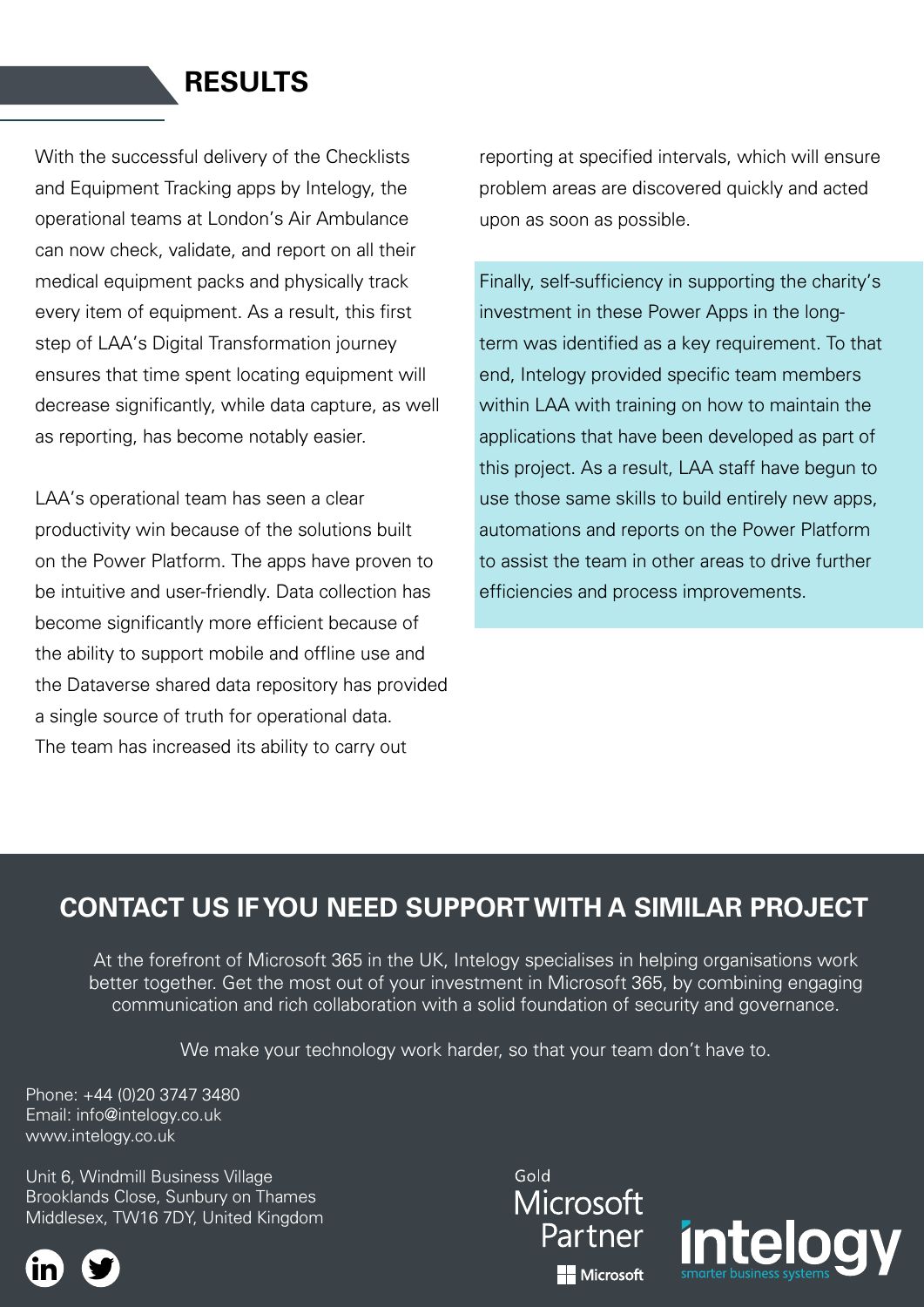## RESULTS

With the successful delivery of the Checklists and Equipment Tracking apps by Intelogy, the operational teams at London's Air Ambulance can now check, validate, and report on all their medical equipment packs and physically track every item of equipment. As a result, this first step of LAA's Digital Transformation journey ensures that time spent locating equipment will decrease significantly, while data capture, as well as reporting, has become notably easier.

LAA's operational team has seen a clear productivity win because of the solutions built on the Power Platform. The apps have proven to be intuitive and user-friendly. Data collection has become significantly more efficient because of the ability to support mobile and offline use and the Dataverse shared data repository has provided a single source of truth for operational data. The team has increased its ability to carry out reporting at specified intervals, which will ensure problem areas are discovered quickly and acted upon as soon as possible.

Finally, self-sufficiency in supporting the charity's investment in these Power Apps in the long-term was identified as a key requirement. To that end, Intelogy provided specific team members within LAA with training on how to maintain the applications that have been developed as part of this project. As a result, LAA staff have begun to use those same skills to build entirely new apps, automations and reports on the Power Platform to assist the team in other areas to drive further efficiencies and process improvements.

## CONTACT US IF YOU NEED SUPPORT WITH A SIMILAR PROJECT

At the forefront of Microsoft 365 in the UK, Intelogy specialises in helping organisations work better together. Get the most out of your investment in Microsoft 365, by combining engaging communication and rich collaboration with a solid foundation of security and governance.

We make your technology work harder, so that your team don't have to.

Phone: +44 (0)20 3747 3480
Email: info@intelogy.co.uk
www.intelogy.co.uk

Unit 6, Windmill Business Village
Brooklands Close, Sunbury on Thames
Middlesex, TW16 7DY, United Kingdom

Gold Microsoft Partner

intelogy smarter business systems